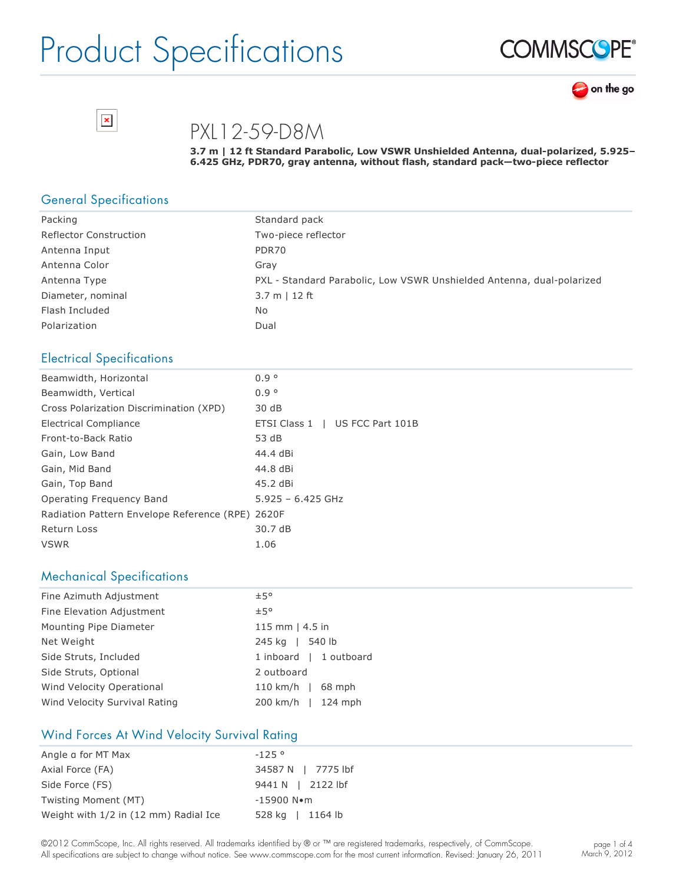# Product Specifications

COMMSCOPE®

on the go

## PXL12-59-D8M

**3.7 m | 12 ft Standard Parabolic, Low VSWR Unshielded Antenna, dual-polarized, 5.925–6.425 GHz, PDR70, gray antenna, without flash, standard pack—two-piece reflector**

### General Specifications

| | |
|---|---|
| Packing | Standard pack |
| Reflector Construction | Two-piece reflector |
| Antenna Input | PDR70 |
| Antenna Color | Gray |
| Antenna Type | PXL - Standard Parabolic, Low VSWR Unshielded Antenna, dual-polarized |
| Diameter, nominal | 3.7 m \| 12 ft |
| Flash Included | No |
| Polarization | Dual |

### Electrical Specifications

| | |
|---|---|
| Beamwidth, Horizontal | 0.9 ° |
| Beamwidth, Vertical | 0.9 ° |
| Cross Polarization Discrimination (XPD) | 30 dB |
| Electrical Compliance | ETSI Class 1 \| US FCC Part 101B |
| Front-to-Back Ratio | 53 dB |
| Gain, Low Band | 44.4 dBi |
| Gain, Mid Band | 44.8 dBi |
| Gain, Top Band | 45.2 dBi |
| Operating Frequency Band | 5.925 – 6.425 GHz |
| Radiation Pattern Envelope Reference (RPE) | 2620F |
| Return Loss | 30.7 dB |
| VSWR | 1.06 |

### Mechanical Specifications

| | |
|---|---|
| Fine Azimuth Adjustment | ±5° |
| Fine Elevation Adjustment | ±5° |
| Mounting Pipe Diameter | 115 mm \| 4.5 in |
| Net Weight | 245 kg \| 540 lb |
| Side Struts, Included | 1 inboard \| 1 outboard |
| Side Struts, Optional | 2 outboard |
| Wind Velocity Operational | 110 km/h \| 68 mph |
| Wind Velocity Survival Rating | 200 km/h \| 124 mph |

### Wind Forces At Wind Velocity Survival Rating

| | |
|---|---|
| Angle α for MT Max | -125 ° |
| Axial Force (FA) | 34587 N \| 7775 lbf |
| Side Force (FS) | 9441 N \| 2122 lbf |
| Twisting Moment (MT) | -15900 N•m |
| Weight with 1/2 in (12 mm) Radial Ice | 528 kg \| 1164 lb |

©2012 CommScope, Inc. All rights reserved. All trademarks identified by ® or ™ are registered trademarks, respectively, of CommScope. All specifications are subject to change without notice. See www.commscope.com for the most current information. Revised: January 26, 2011

March 9, 2012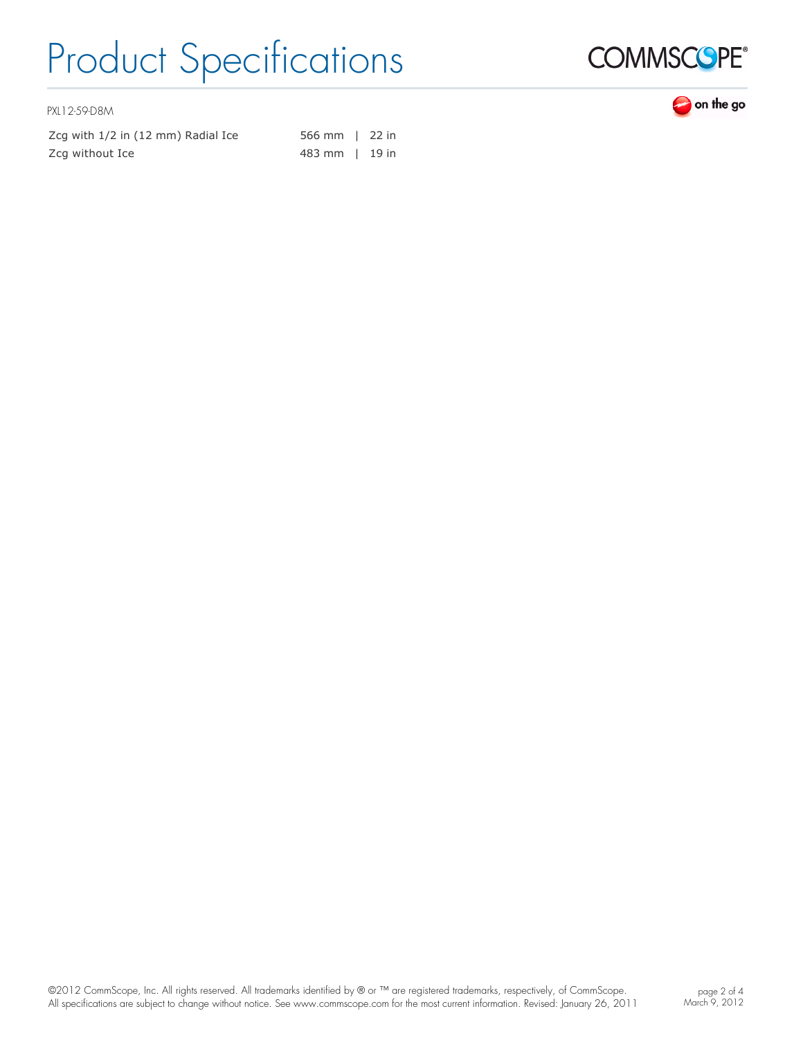PXL12-59-D8M

| | |
|---|---|
| Zcg with 1/2 in (12 mm) Radial Ice | 566 mm \| 22 in |
| Zcg without Ice | 483 mm \| 19 in |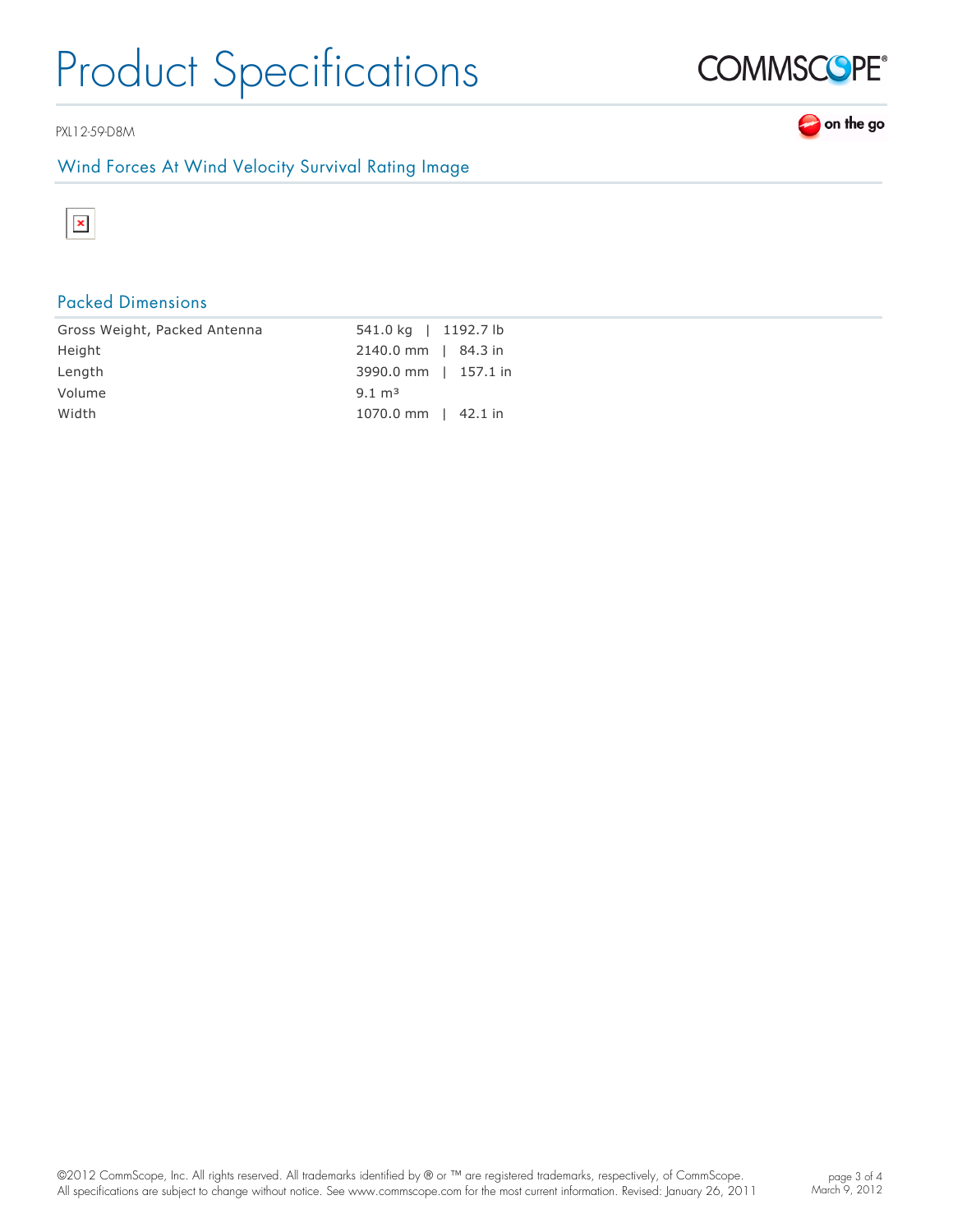PXL12-59-D8M

## Wind Forces At Wind Velocity Survival Rating Image

## Packed Dimensions

| | |
|---|---|
| Gross Weight, Packed Antenna | 541.0 kg \| 1192.7 lb |
| Height | 2140.0 mm \| 84.3 in |
| Length | 3990.0 mm \| 157.1 in |
| Volume | 9.1 m³ |
| Width | 1070.0 mm \| 42.1 in |

©2012 CommScope, Inc. All rights reserved. All trademarks identified by ® or ™ are registered trademarks, respectively, of CommScope. All specifications are subject to change without notice. See www.commscope.com for the most current information. Revised: January 26, 2011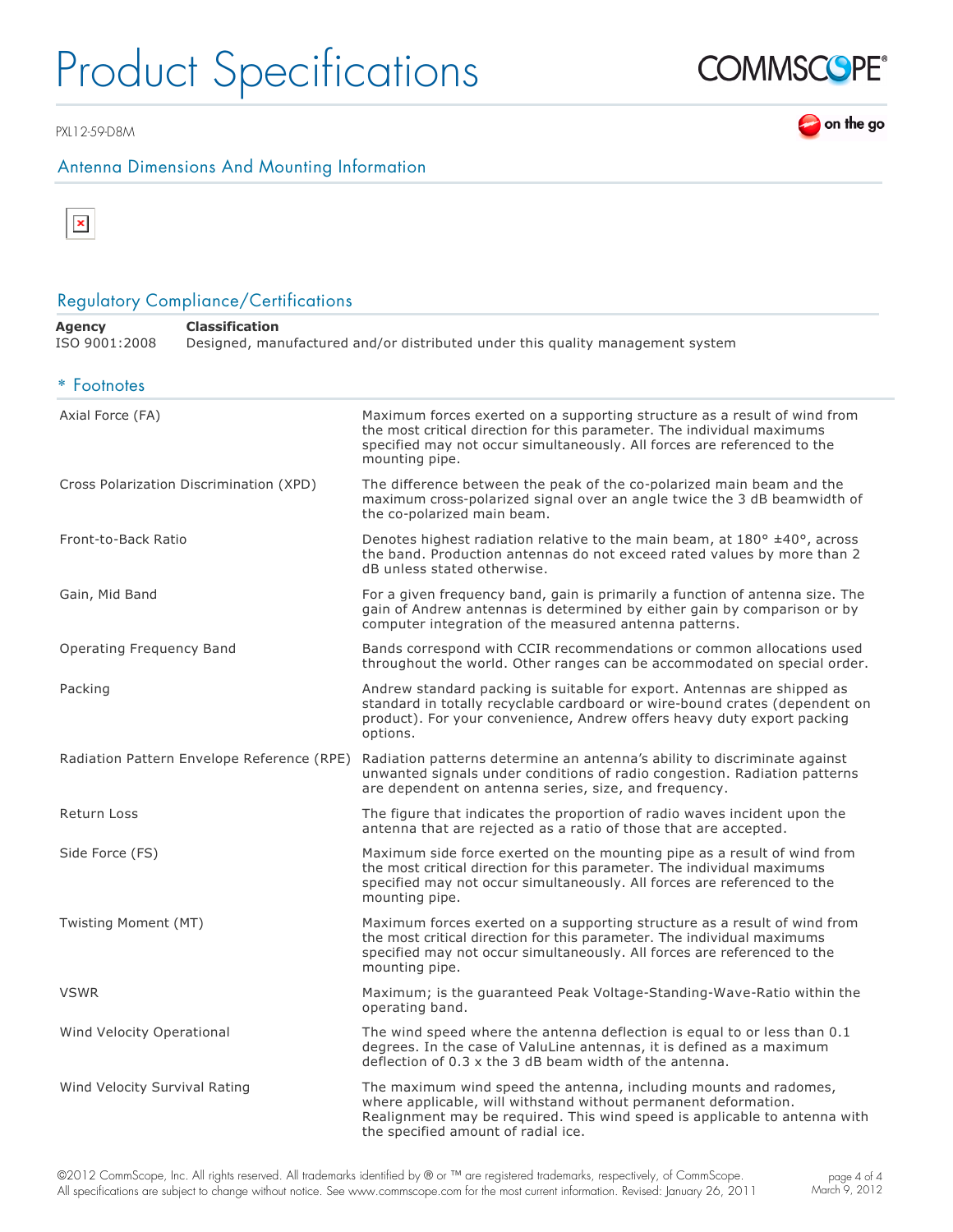# Product Specifications

PXL12-59-D8M

## Antenna Dimensions And Mounting Information

## Regulatory Compliance/Certifications

| Agency | Classification |
|---|---|
| ISO 9001:2008 | Designed, manufactured and/or distributed under this quality management system |

## * Footnotes

| | |
|---|---|
| Axial Force (FA) | Maximum forces exerted on a supporting structure as a result of wind from the most critical direction for this parameter. The individual maximums specified may not occur simultaneously. All forces are referenced to the mounting pipe. |
| Cross Polarization Discrimination (XPD) | The difference between the peak of the co-polarized main beam and the maximum cross-polarized signal over an angle twice the 3 dB beamwidth of the co-polarized main beam. |
| Front-to-Back Ratio | Denotes highest radiation relative to the main beam, at 180° ±40°, across the band. Production antennas do not exceed rated values by more than 2 dB unless stated otherwise. |
| Gain, Mid Band | For a given frequency band, gain is primarily a function of antenna size. The gain of Andrew antennas is determined by either gain by comparison or by computer integration of the measured antenna patterns. |
| Operating Frequency Band | Bands correspond with CCIR recommendations or common allocations used throughout the world. Other ranges can be accommodated on special order. |
| Packing | Andrew standard packing is suitable for export. Antennas are shipped as standard in totally recyclable cardboard or wire-bound crates (dependent on product). For your convenience, Andrew offers heavy duty export packing options. |
| Radiation Pattern Envelope Reference (RPE) | Radiation patterns determine an antenna's ability to discriminate against unwanted signals under conditions of radio congestion. Radiation patterns are dependent on antenna series, size, and frequency. |
| Return Loss | The figure that indicates the proportion of radio waves incident upon the antenna that are rejected as a ratio of those that are accepted. |
| Side Force (FS) | Maximum side force exerted on the mounting pipe as a result of wind from the most critical direction for this parameter. The individual maximums specified may not occur simultaneously. All forces are referenced to the mounting pipe. |
| Twisting Moment (MT) | Maximum forces exerted on a supporting structure as a result of wind from the most critical direction for this parameter. The individual maximums specified may not occur simultaneously. All forces are referenced to the mounting pipe. |
| VSWR | Maximum; is the guaranteed Peak Voltage-Standing-Wave-Ratio within the operating band. |
| Wind Velocity Operational | The wind speed where the antenna deflection is equal to or less than 0.1 degrees. In the case of ValuLine antennas, it is defined as a maximum deflection of 0.3 x the 3 dB beam width of the antenna. |
| Wind Velocity Survival Rating | The maximum wind speed the antenna, including mounts and radomes, where applicable, will withstand without permanent deformation. Realignment may be required. This wind speed is applicable to antenna with the specified amount of radial ice. |

©2012 CommScope, Inc. All rights reserved. All trademarks identified by ® or ™ are registered trademarks, respectively, of CommScope. All specifications are subject to change without notice. See www.commscope.com for the most current information. Revised: January 26, 2011

March 9, 2012